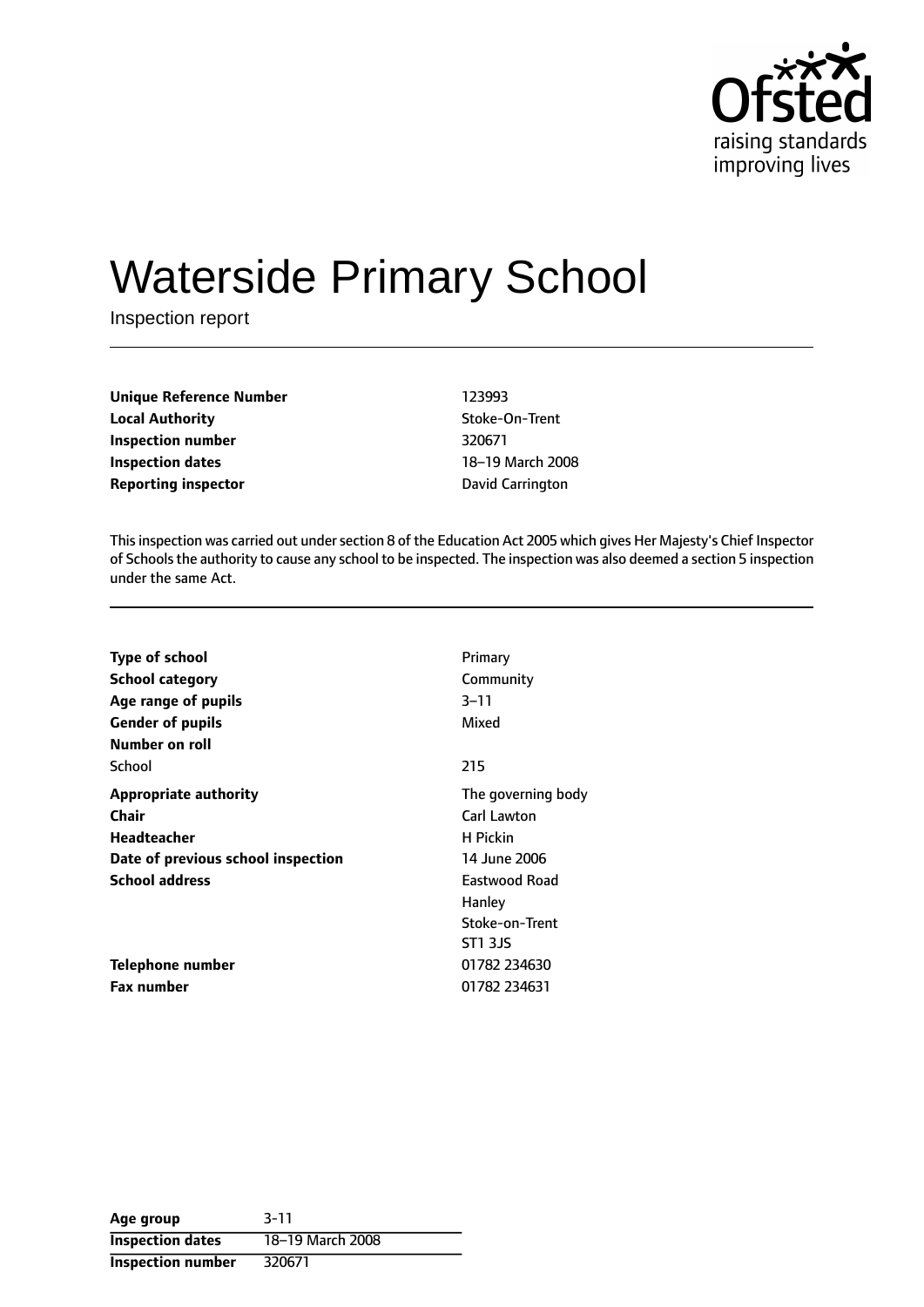# Waterside Primary School

Inspection report

| | |
|---|---|
| **Unique Reference Number** | 123993 |
| **Local Authority** | Stoke-On-Trent |
| **Inspection number** | 320671 |
| **Inspection dates** | 18–19 March 2008 |
| **Reporting inspector** | David Carrington |

This inspection was carried out under section 8 of the Education Act 2005 which gives Her Majesty's Chief Inspector of Schools the authority to cause any school to be inspected. The inspection was also deemed a section 5 inspection under the same Act.

| | |
|---|---|
| **Type of school** | Primary |
| **School category** | Community |
| **Age range of pupils** | 3–11 |
| **Gender of pupils** | Mixed |
| **Number on roll** | |
| School | 215 |
| **Appropriate authority** | The governing body |
| **Chair** | Carl Lawton |
| **Headteacher** | H Pickin |
| **Date of previous school inspection** | 14 June 2006 |
| **School address** | Eastwood Road<br>Hanley<br>Stoke-on-Trent<br>ST1 3JS |
| **Telephone number** | 01782 234630 |
| **Fax number** | 01782 234631 |

| | |
|---|---|
| **Age group** | 3-11 |
| **Inspection dates** | 18–19 March 2008 |
| **Inspection number** | 320671 |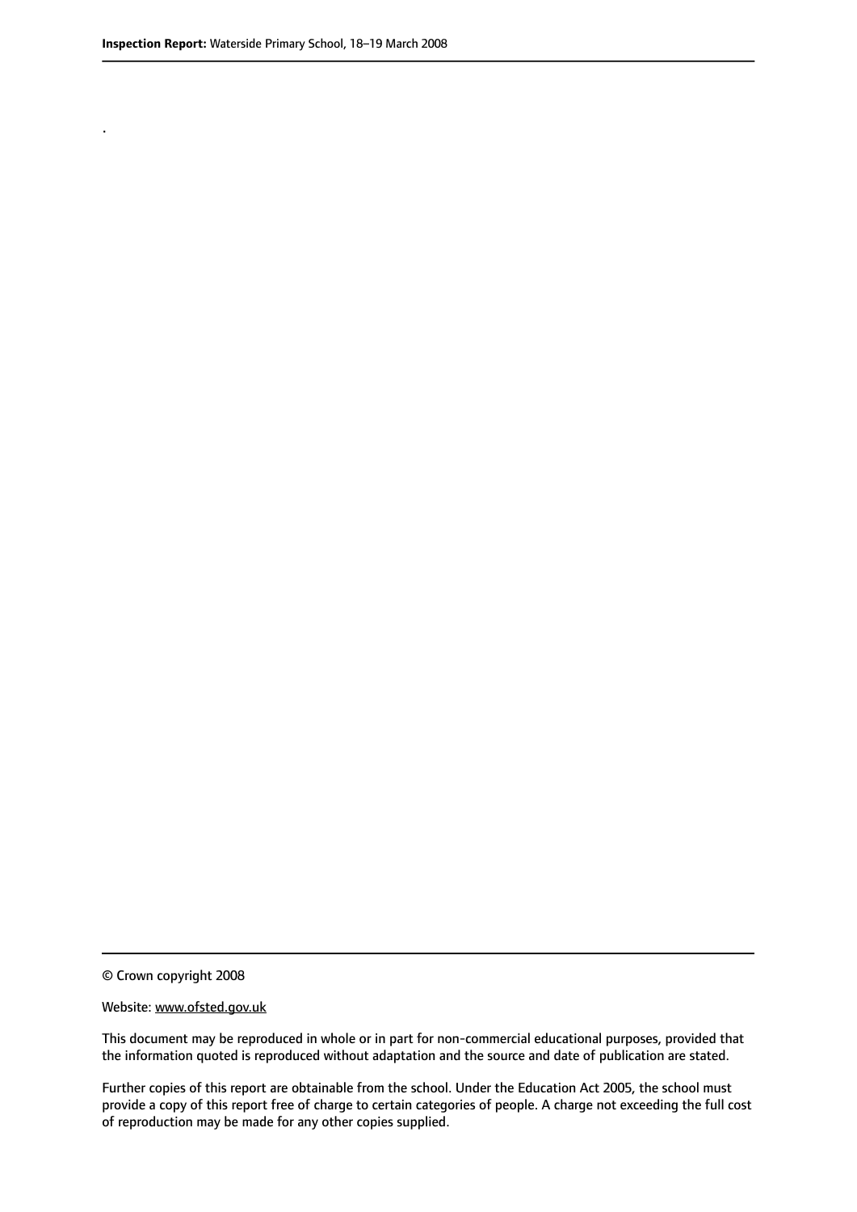.

© Crown copyright 2008

Website: www.ofsted.gov.uk

This document may be reproduced in whole or in part for non-commercial educational purposes, provided that the information quoted is reproduced without adaptation and the source and date of publication are stated.

Further copies of this report are obtainable from the school. Under the Education Act 2005, the school must provide a copy of this report free of charge to certain categories of people. A charge not exceeding the full cost of reproduction may be made for any other copies supplied.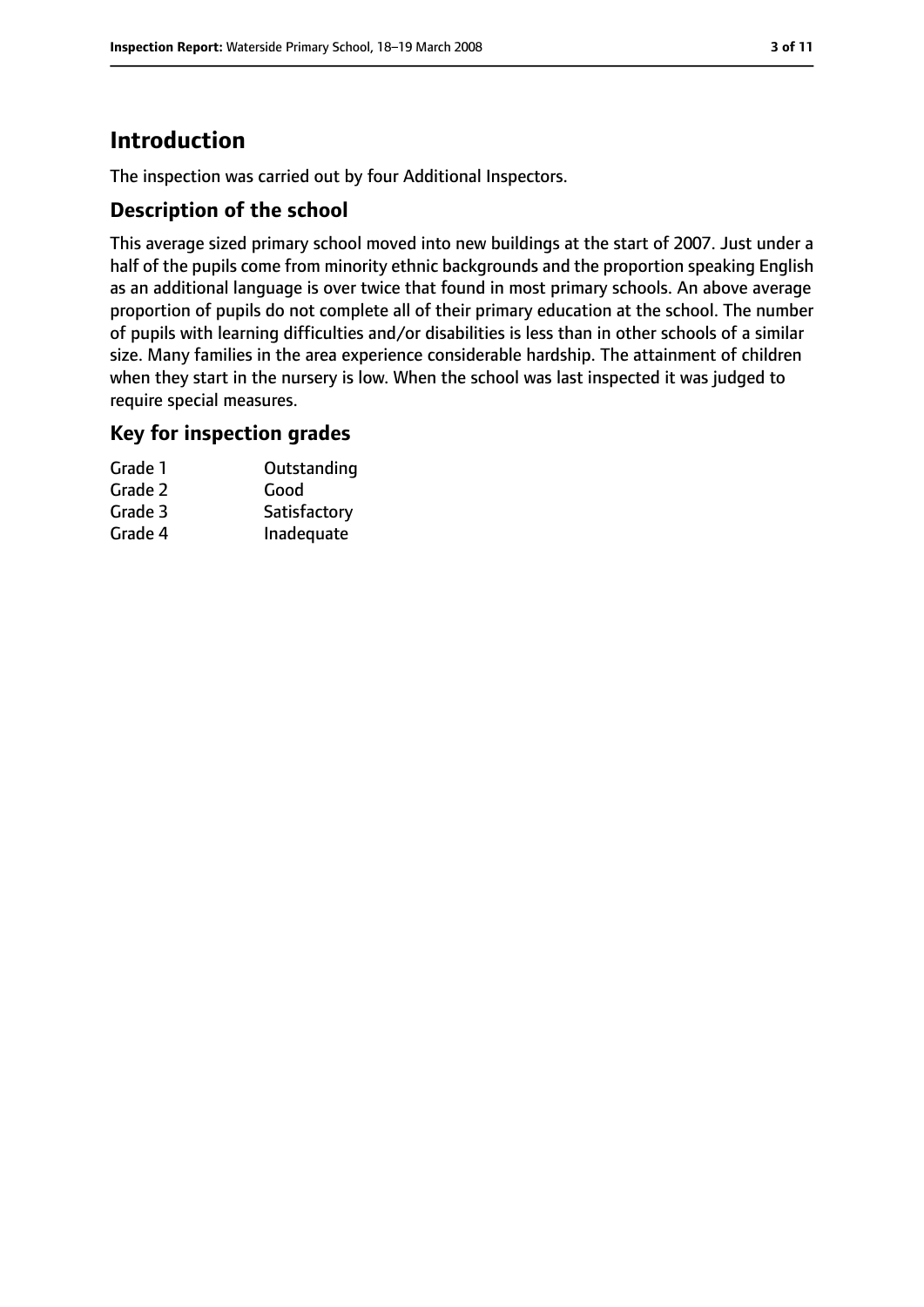# Introduction

The inspection was carried out by four Additional Inspectors.

## Description of the school

This average sized primary school moved into new buildings at the start of 2007. Just under a half of the pupils come from minority ethnic backgrounds and the proportion speaking English as an additional language is over twice that found in most primary schools. An above average proportion of pupils do not complete all of their primary education at the school. The number of pupils with learning difficulties and/or disabilities is less than in other schools of a similar size. Many families in the area experience considerable hardship. The attainment of children when they start in the nursery is low. When the school was last inspected it was judged to require special measures.

## Key for inspection grades

| | |
|---|---|
| Grade 1 | Outstanding |
| Grade 2 | Good |
| Grade 3 | Satisfactory |
| Grade 4 | Inadequate |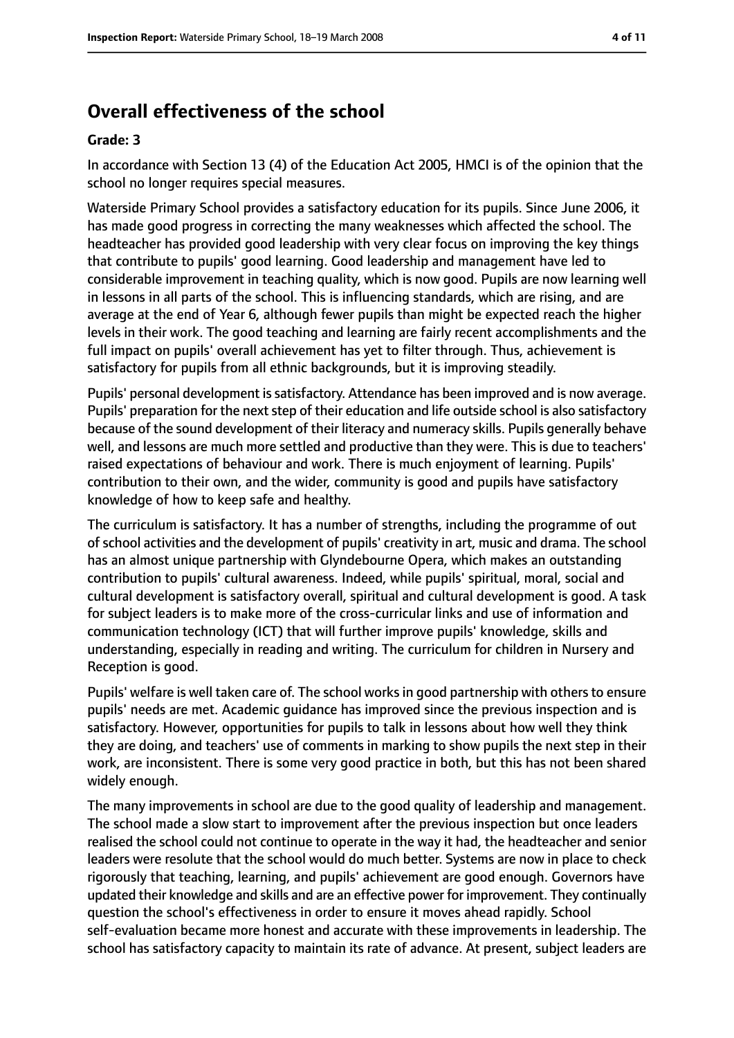## Overall effectiveness of the school

**Grade: 3**

In accordance with Section 13 (4) of the Education Act 2005, HMCI is of the opinion that the school no longer requires special measures.

Waterside Primary School provides a satisfactory education for its pupils. Since June 2006, it has made good progress in correcting the many weaknesses which affected the school. The headteacher has provided good leadership with very clear focus on improving the key things that contribute to pupils' good learning. Good leadership and management have led to considerable improvement in teaching quality, which is now good. Pupils are now learning well in lessons in all parts of the school. This is influencing standards, which are rising, and are average at the end of Year 6, although fewer pupils than might be expected reach the higher levels in their work. The good teaching and learning are fairly recent accomplishments and the full impact on pupils' overall achievement has yet to filter through. Thus, achievement is satisfactory for pupils from all ethnic backgrounds, but it is improving steadily.

Pupils' personal development is satisfactory. Attendance has been improved and is now average. Pupils' preparation for the next step of their education and life outside school is also satisfactory because of the sound development of their literacy and numeracy skills. Pupils generally behave well, and lessons are much more settled and productive than they were. This is due to teachers' raised expectations of behaviour and work. There is much enjoyment of learning. Pupils' contribution to their own, and the wider, community is good and pupils have satisfactory knowledge of how to keep safe and healthy.

The curriculum is satisfactory. It has a number of strengths, including the programme of out of school activities and the development of pupils' creativity in art, music and drama. The school has an almost unique partnership with Glyndebourne Opera, which makes an outstanding contribution to pupils' cultural awareness. Indeed, while pupils' spiritual, moral, social and cultural development is satisfactory overall, spiritual and cultural development is good. A task for subject leaders is to make more of the cross-curricular links and use of information and communication technology (ICT) that will further improve pupils' knowledge, skills and understanding, especially in reading and writing. The curriculum for children in Nursery and Reception is good.

Pupils' welfare is well taken care of. The school works in good partnership with others to ensure pupils' needs are met. Academic guidance has improved since the previous inspection and is satisfactory. However, opportunities for pupils to talk in lessons about how well they think they are doing, and teachers' use of comments in marking to show pupils the next step in their work, are inconsistent. There is some very good practice in both, but this has not been shared widely enough.

The many improvements in school are due to the good quality of leadership and management. The school made a slow start to improvement after the previous inspection but once leaders realised the school could not continue to operate in the way it had, the headteacher and senior leaders were resolute that the school would do much better. Systems are now in place to check rigorously that teaching, learning, and pupils' achievement are good enough. Governors have updated their knowledge and skills and are an effective power for improvement. They continually question the school's effectiveness in order to ensure it moves ahead rapidly. School self-evaluation became more honest and accurate with these improvements in leadership. The school has satisfactory capacity to maintain its rate of advance. At present, subject leaders are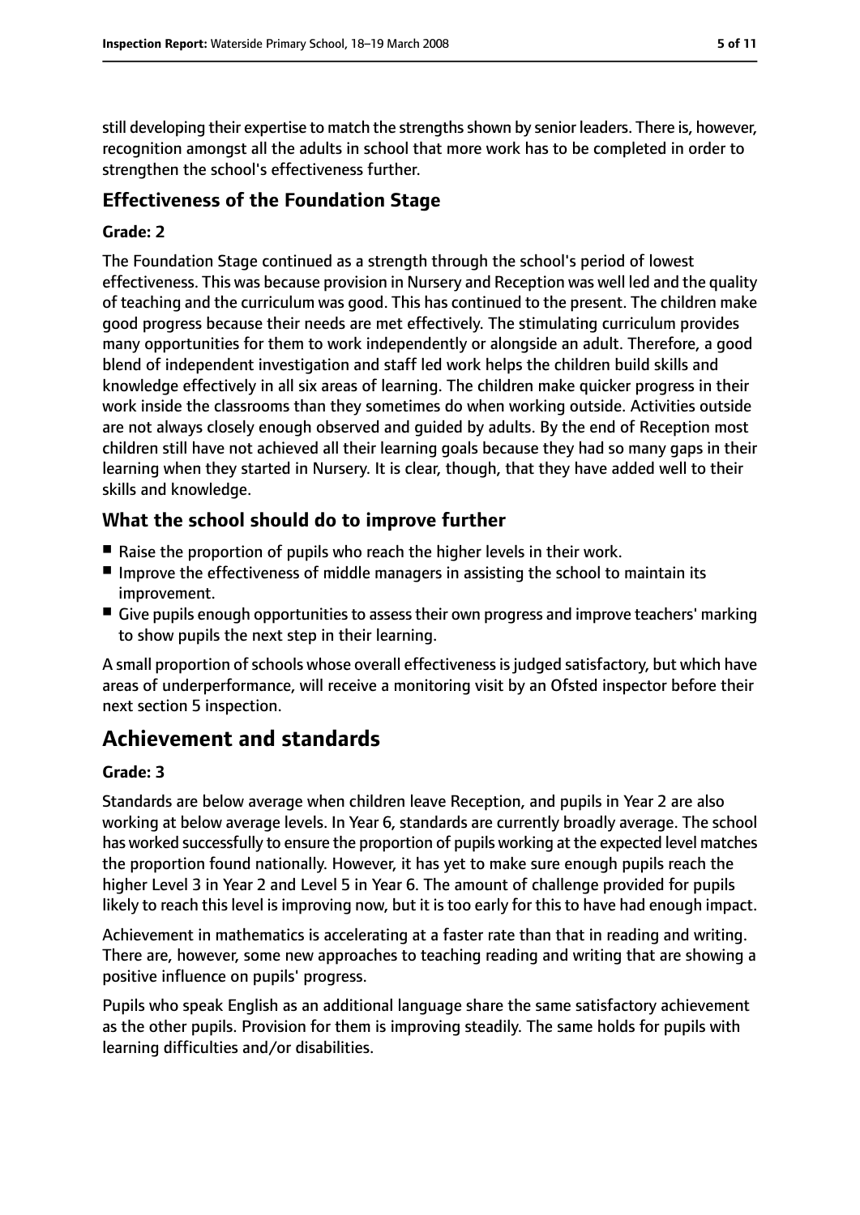still developing their expertise to match the strengths shown by senior leaders. There is, however, recognition amongst all the adults in school that more work has to be completed in order to strengthen the school's effectiveness further.

### Effectiveness of the Foundation Stage

#### Grade: 2

The Foundation Stage continued as a strength through the school's period of lowest effectiveness. This was because provision in Nursery and Reception was well led and the quality of teaching and the curriculum was good. This has continued to the present. The children make good progress because their needs are met effectively. The stimulating curriculum provides many opportunities for them to work independently or alongside an adult. Therefore, a good blend of independent investigation and staff led work helps the children build skills and knowledge effectively in all six areas of learning. The children make quicker progress in their work inside the classrooms than they sometimes do when working outside. Activities outside are not always closely enough observed and guided by adults. By the end of Reception most children still have not achieved all their learning goals because they had so many gaps in their learning when they started in Nursery. It is clear, though, that they have added well to their skills and knowledge.

### What the school should do to improve further

- Raise the proportion of pupils who reach the higher levels in their work.
- Improve the effectiveness of middle managers in assisting the school to maintain its improvement.
- Give pupils enough opportunities to assess their own progress and improve teachers' marking to show pupils the next step in their learning.

A small proportion of schools whose overall effectiveness is judged satisfactory, but which have areas of underperformance, will receive a monitoring visit by an Ofsted inspector before their next section 5 inspection.

## Achievement and standards

#### Grade: 3

Standards are below average when children leave Reception, and pupils in Year 2 are also working at below average levels. In Year 6, standards are currently broadly average. The school has worked successfully to ensure the proportion of pupils working at the expected level matches the proportion found nationally. However, it has yet to make sure enough pupils reach the higher Level 3 in Year 2 and Level 5 in Year 6. The amount of challenge provided for pupils likely to reach this level is improving now, but it is too early for this to have had enough impact.

Achievement in mathematics is accelerating at a faster rate than that in reading and writing. There are, however, some new approaches to teaching reading and writing that are showing a positive influence on pupils' progress.

Pupils who speak English as an additional language share the same satisfactory achievement as the other pupils. Provision for them is improving steadily. The same holds for pupils with learning difficulties and/or disabilities.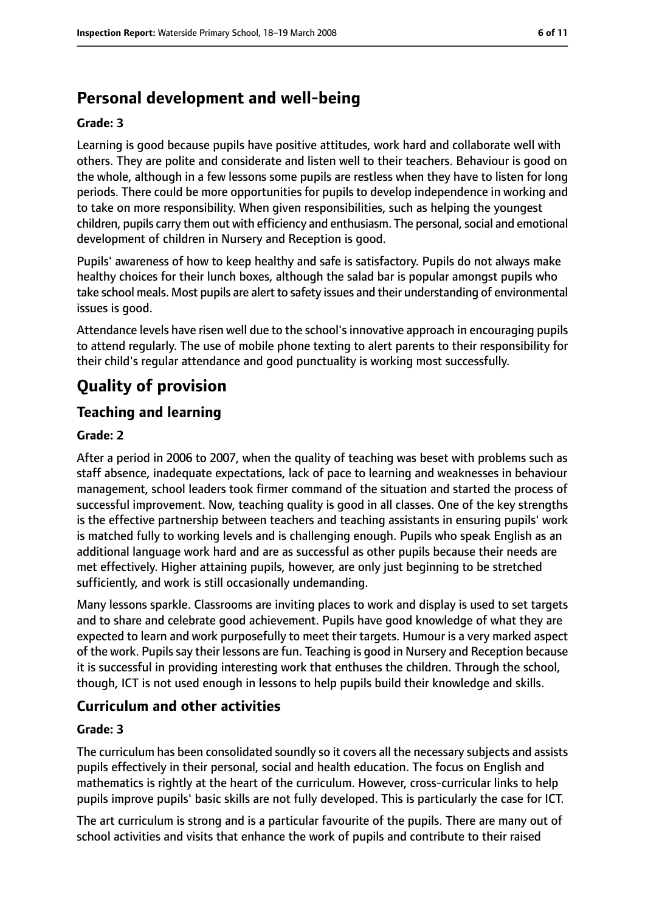## Personal development and well-being

**Grade: 3**

Learning is good because pupils have positive attitudes, work hard and collaborate well with others. They are polite and considerate and listen well to their teachers. Behaviour is good on the whole, although in a few lessons some pupils are restless when they have to listen for long periods. There could be more opportunities for pupils to develop independence in working and to take on more responsibility. When given responsibilities, such as helping the youngest children, pupils carry them out with efficiency and enthusiasm. The personal, social and emotional development of children in Nursery and Reception is good.

Pupils' awareness of how to keep healthy and safe is satisfactory. Pupils do not always make healthy choices for their lunch boxes, although the salad bar is popular amongst pupils who take school meals. Most pupils are alert to safety issues and their understanding of environmental issues is good.

Attendance levels have risen well due to the school's innovative approach in encouraging pupils to attend regularly. The use of mobile phone texting to alert parents to their responsibility for their child's regular attendance and good punctuality is working most successfully.

# Quality of provision

## Teaching and learning

**Grade: 2**

After a period in 2006 to 2007, when the quality of teaching was beset with problems such as staff absence, inadequate expectations, lack of pace to learning and weaknesses in behaviour management, school leaders took firmer command of the situation and started the process of successful improvement. Now, teaching quality is good in all classes. One of the key strengths is the effective partnership between teachers and teaching assistants in ensuring pupils' work is matched fully to working levels and is challenging enough. Pupils who speak English as an additional language work hard and are as successful as other pupils because their needs are met effectively. Higher attaining pupils, however, are only just beginning to be stretched sufficiently, and work is still occasionally undemanding.

Many lessons sparkle. Classrooms are inviting places to work and display is used to set targets and to share and celebrate good achievement. Pupils have good knowledge of what they are expected to learn and work purposefully to meet their targets. Humour is a very marked aspect of the work. Pupils say their lessons are fun. Teaching is good in Nursery and Reception because it is successful in providing interesting work that enthuses the children. Through the school, though, ICT is not used enough in lessons to help pupils build their knowledge and skills.

## Curriculum and other activities

**Grade: 3**

The curriculum has been consolidated soundly so it covers all the necessary subjects and assists pupils effectively in their personal, social and health education. The focus on English and mathematics is rightly at the heart of the curriculum. However, cross-curricular links to help pupils improve pupils' basic skills are not fully developed. This is particularly the case for ICT.

The art curriculum is strong and is a particular favourite of the pupils. There are many out of school activities and visits that enhance the work of pupils and contribute to their raised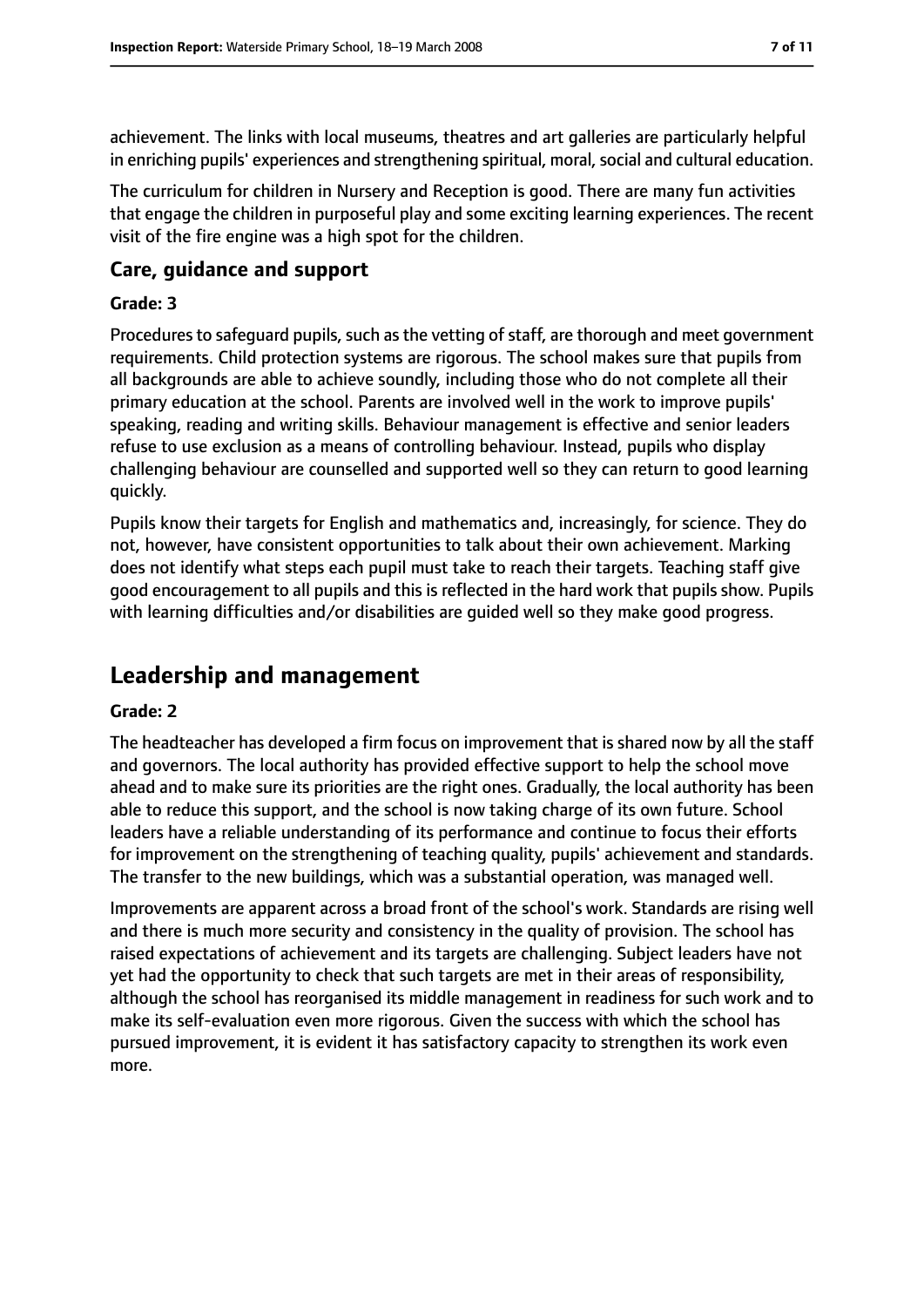achievement. The links with local museums, theatres and art galleries are particularly helpful in enriching pupils' experiences and strengthening spiritual, moral, social and cultural education.

The curriculum for children in Nursery and Reception is good. There are many fun activities that engage the children in purposeful play and some exciting learning experiences. The recent visit of the fire engine was a high spot for the children.

### Care, guidance and support

#### Grade: 3

Procedures to safeguard pupils, such as the vetting of staff, are thorough and meet government requirements. Child protection systems are rigorous. The school makes sure that pupils from all backgrounds are able to achieve soundly, including those who do not complete all their primary education at the school. Parents are involved well in the work to improve pupils' speaking, reading and writing skills. Behaviour management is effective and senior leaders refuse to use exclusion as a means of controlling behaviour. Instead, pupils who display challenging behaviour are counselled and supported well so they can return to good learning quickly.

Pupils know their targets for English and mathematics and, increasingly, for science. They do not, however, have consistent opportunities to talk about their own achievement. Marking does not identify what steps each pupil must take to reach their targets. Teaching staff give good encouragement to all pupils and this is reflected in the hard work that pupils show. Pupils with learning difficulties and/or disabilities are guided well so they make good progress.

## Leadership and management

#### Grade: 2

The headteacher has developed a firm focus on improvement that is shared now by all the staff and governors. The local authority has provided effective support to help the school move ahead and to make sure its priorities are the right ones. Gradually, the local authority has been able to reduce this support, and the school is now taking charge of its own future. School leaders have a reliable understanding of its performance and continue to focus their efforts for improvement on the strengthening of teaching quality, pupils' achievement and standards. The transfer to the new buildings, which was a substantial operation, was managed well.

Improvements are apparent across a broad front of the school's work. Standards are rising well and there is much more security and consistency in the quality of provision. The school has raised expectations of achievement and its targets are challenging. Subject leaders have not yet had the opportunity to check that such targets are met in their areas of responsibility, although the school has reorganised its middle management in readiness for such work and to make its self-evaluation even more rigorous. Given the success with which the school has pursued improvement, it is evident it has satisfactory capacity to strengthen its work even more.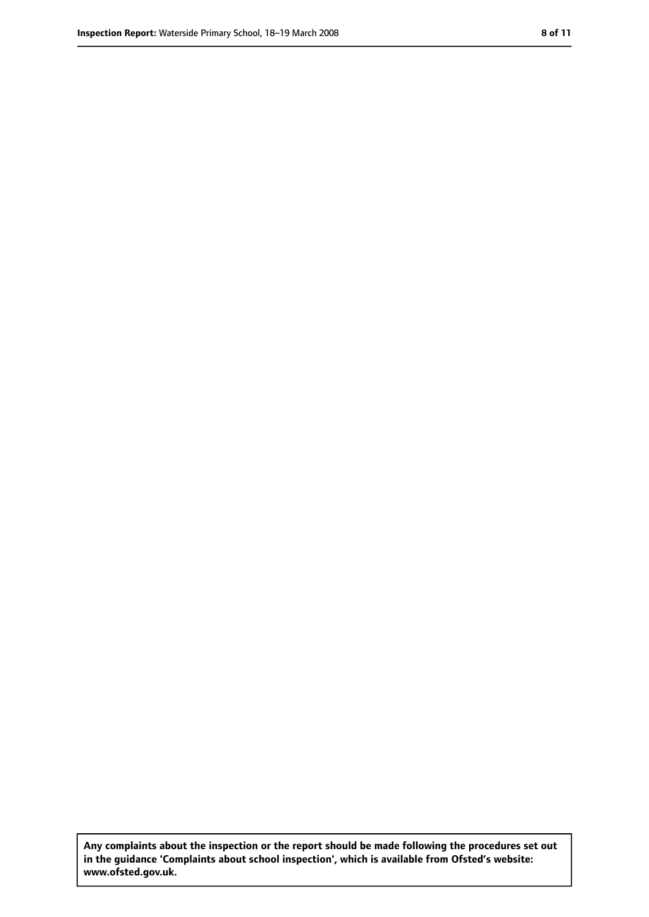Any complaints about the inspection or the report should be made following the procedures set out in the guidance 'Complaints about school inspection', which is available from Ofsted's website: www.ofsted.gov.uk.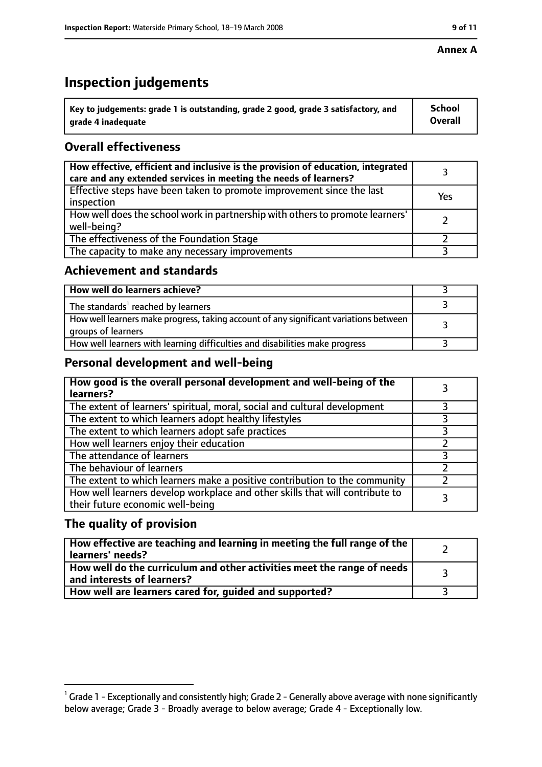**Annex A**

# Inspection judgements

| Key to judgements: grade 1 is outstanding, grade 2 good, grade 3 satisfactory, and grade 4 inadequate | School Overall |
|---|---|

## Overall effectiveness

| | |
|---|---|
| **How effective, efficient and inclusive is the provision of education, integrated care and any extended services in meeting the needs of learners?** | 3 |
| Effective steps have been taken to promote improvement since the last inspection | Yes |
| How well does the school work in partnership with others to promote learners' well-being? | 2 |
| The effectiveness of the Foundation Stage | 2 |
| The capacity to make any necessary improvements | 3 |

## Achievement and standards

| | |
|---|---|
| **How well do learners achieve?** | 3 |
| The standards[1] reached by learners | 3 |
| How well learners make progress, taking account of any significant variations between groups of learners | 3 |
| How well learners with learning difficulties and disabilities make progress | 3 |

## Personal development and well-being

| | |
|---|---|
| **How good is the overall personal development and well-being of the learners?** | 3 |
| The extent of learners' spiritual, moral, social and cultural development | 3 |
| The extent to which learners adopt healthy lifestyles | 3 |
| The extent to which learners adopt safe practices | 3 |
| How well learners enjoy their education | 2 |
| The attendance of learners | 3 |
| The behaviour of learners | 2 |
| The extent to which learners make a positive contribution to the community | 2 |
| How well learners develop workplace and other skills that will contribute to their future economic well-being | 3 |

## The quality of provision

| | |
|---|---|
| **How effective are teaching and learning in meeting the full range of the learners' needs?** | 2 |
| **How well do the curriculum and other activities meet the range of needs and interests of learners?** | 3 |
| **How well are learners cared for, guided and supported?** | 3 |

[1] Grade 1 - Exceptionally and consistently high; Grade 2 - Generally above average with none significantly below average; Grade 3 - Broadly average to below average; Grade 4 - Exceptionally low.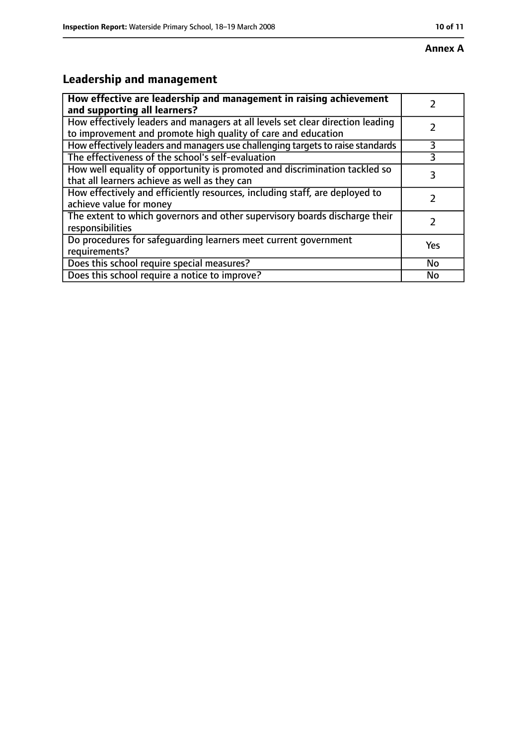**Annex A**

## Leadership and management

| How effective are leadership and management in raising achievement and supporting all learners? | 2 |
|---|---|
| How effectively leaders and managers at all levels set clear direction leading to improvement and promote high quality of care and education | 2 |
| How effectively leaders and managers use challenging targets to raise standards | 3 |
| The effectiveness of the school's self-evaluation | 3 |
| How well equality of opportunity is promoted and discrimination tackled so that all learners achieve as well as they can | 3 |
| How effectively and efficiently resources, including staff, are deployed to achieve value for money | 2 |
| The extent to which governors and other supervisory boards discharge their responsibilities | 2 |
| Do procedures for safeguarding learners meet current government requirements? | Yes |
| Does this school require special measures? | No |
| Does this school require a notice to improve? | No |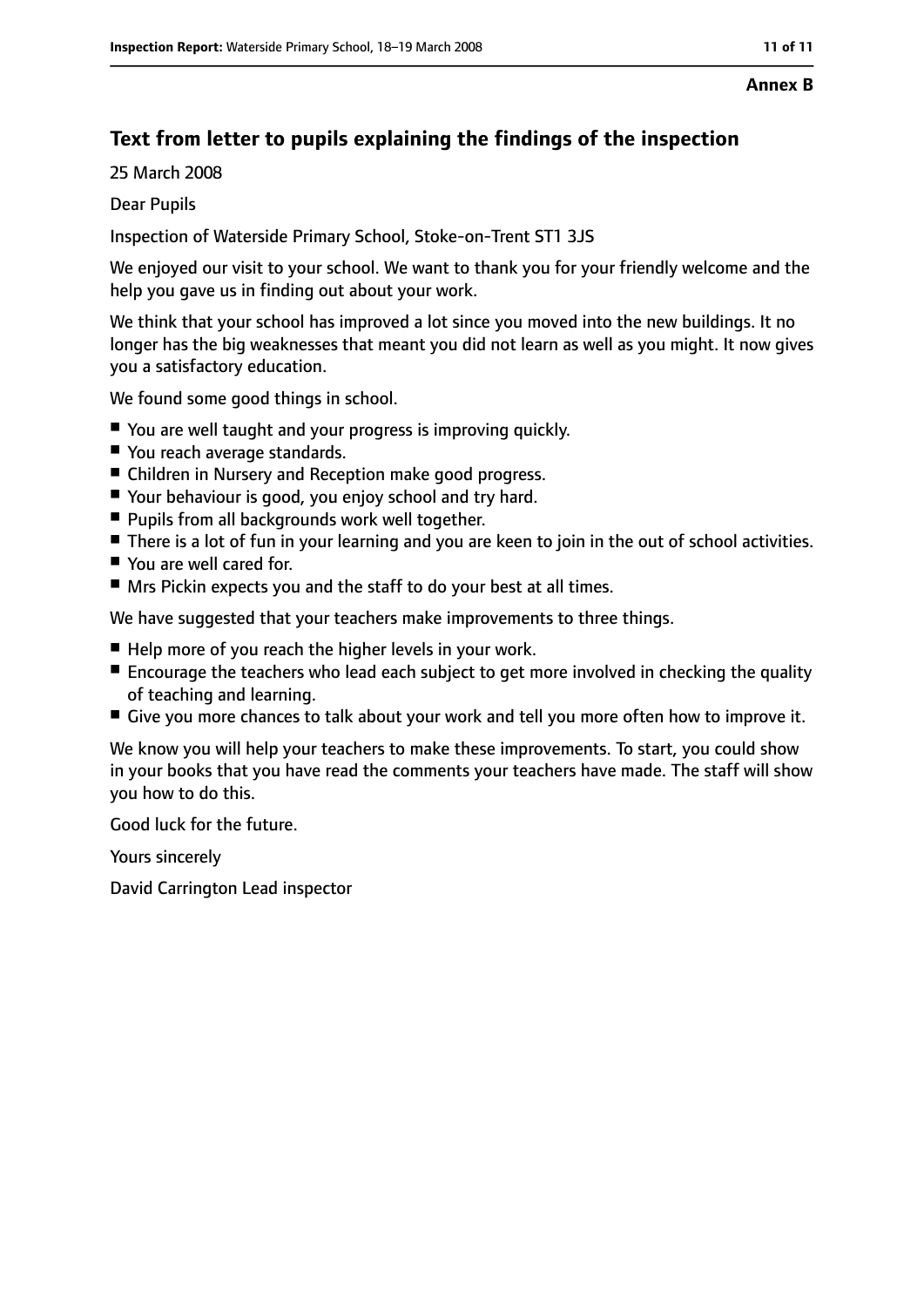**Annex B**

## Text from letter to pupils explaining the findings of the inspection

25 March 2008

Dear Pupils

Inspection of Waterside Primary School, Stoke-on-Trent ST1 3JS

We enjoyed our visit to your school. We want to thank you for your friendly welcome and the help you gave us in finding out about your work.

We think that your school has improved a lot since you moved into the new buildings. It no longer has the big weaknesses that meant you did not learn as well as you might. It now gives you a satisfactory education.

We found some good things in school.

- You are well taught and your progress is improving quickly.
- You reach average standards.
- Children in Nursery and Reception make good progress.
- Your behaviour is good, you enjoy school and try hard.
- Pupils from all backgrounds work well together.
- There is a lot of fun in your learning and you are keen to join in the out of school activities.
- You are well cared for.
- Mrs Pickin expects you and the staff to do your best at all times.

We have suggested that your teachers make improvements to three things.

- Help more of you reach the higher levels in your work.
- Encourage the teachers who lead each subject to get more involved in checking the quality of teaching and learning.
- Give you more chances to talk about your work and tell you more often how to improve it.

We know you will help your teachers to make these improvements. To start, you could show in your books that you have read the comments your teachers have made. The staff will show you how to do this.

Good luck for the future.

Yours sincerely

David Carrington Lead inspector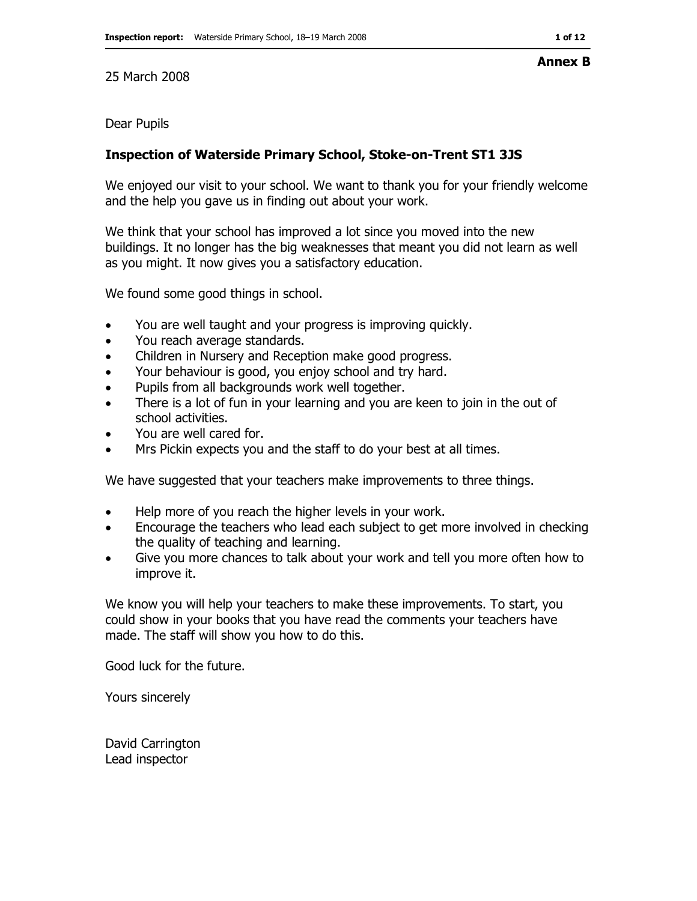**Annex B**

25 March 2008

Dear Pupils

**Inspection of Waterside Primary School, Stoke-on-Trent ST1 3JS**

We enjoyed our visit to your school. We want to thank you for your friendly welcome and the help you gave us in finding out about your work.

We think that your school has improved a lot since you moved into the new buildings. It no longer has the big weaknesses that meant you did not learn as well as you might. It now gives you a satisfactory education.

We found some good things in school.

- You are well taught and your progress is improving quickly.
- You reach average standards.
- Children in Nursery and Reception make good progress.
- Your behaviour is good, you enjoy school and try hard.
- Pupils from all backgrounds work well together.
- There is a lot of fun in your learning and you are keen to join in the out of school activities.
- You are well cared for.
- Mrs Pickin expects you and the staff to do your best at all times.

We have suggested that your teachers make improvements to three things.

- Help more of you reach the higher levels in your work.
- Encourage the teachers who lead each subject to get more involved in checking the quality of teaching and learning.
- Give you more chances to talk about your work and tell you more often how to improve it.

We know you will help your teachers to make these improvements. To start, you could show in your books that you have read the comments your teachers have made. The staff will show you how to do this.

Good luck for the future.

Yours sincerely

David Carrington
Lead inspector